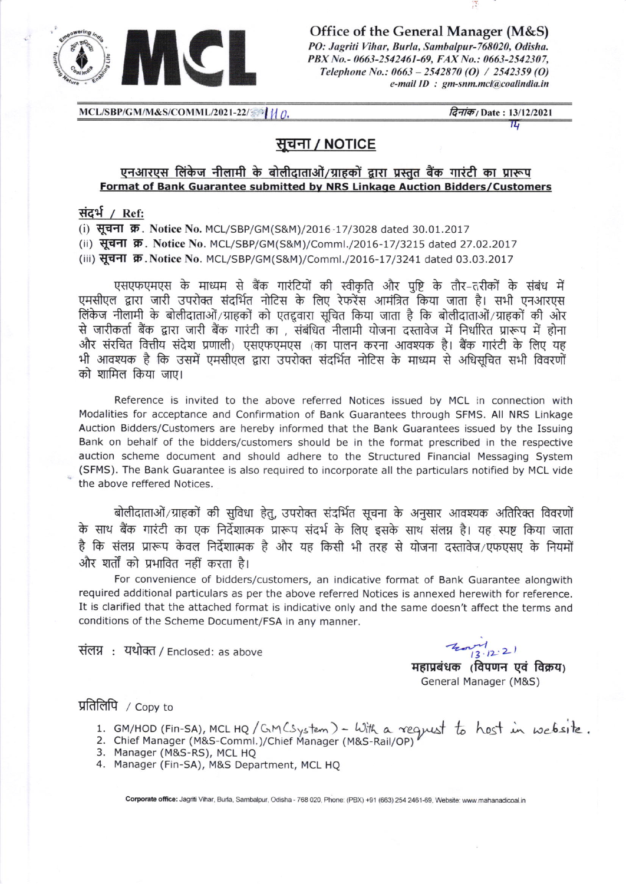**Office of the General Manager (M&S)**
*PO: Jagriti Vihar, Burla, Sambalpur-768020, Odisha.*
*PBX No.- 0663-2542461-69, FAX No.: 0663-2542307,*
*Telephone No.: 0663 – 2542870 (O) / 2542359 (O)*
*e-mail ID : gm-snm.mcl@coalindia.in*

MCL/SBP/GM/M&S/COMML/2021-22/ 1110. दिनांक / Date : 13/12/2021

## सूचना / NOTICE

**एनआरएस लिंकेज नीलामी के बोलीदाताओं/ग्राहकों द्वारा प्रस्तुत बैंक गारंटी का प्रारूप**
**Format of Bank Guarantee submitted by NRS Linkage Auction Bidders/Customers**

**संदर्भ / Ref:**

(i) **सूचना क्र. Notice No.** MCL/SBP/GM(S&M)/2016-17/3028 dated 30.01.2017
(ii) **सूचना क्र. Notice No.** MCL/SBP/GM(S&M)/Comml./2016-17/3215 dated 27.02.2017
(iii) **सूचना क्र. Notice No.** MCL/SBP/GM(S&M)/Comml./2016-17/3241 dated 03.03.2017

एसएफएमएस के माध्यम से बैंक गारंटियों की स्वीकृति और पुष्टि के तौर-तरीकों के संबंध में एमसीएल द्वारा जारी उपरोक्त संदर्भित नोटिस के लिए रेफरेंस आमंत्रित किया जाता है। सभी एनआरएस लिंकेज नीलामी के बोलीदाताओं/ग्राहकों को एतद्द्वारा सूचित किया जाता है कि बोलीदाताओं/ग्राहकों की ओर से जारीकर्ता बैंक द्वारा जारी बैंक गारंटी का , संबंधित नीलामी योजना दस्तावेज में निर्धारित प्रारूप में होना और संरचित वित्तीय संदेश प्रणाली) एसएफएमएस (का पालन करना आवश्यक है। बैंक गारंटी के लिए यह भी आवश्यक है कि उसमें एमसीएल द्वारा उपरोक्त संदर्भित नोटिस के माध्यम से अधिसूचित सभी विवरणों को शामिल किया जाए।

Reference is invited to the above referred Notices issued by MCL in connection with Modalities for acceptance and Confirmation of Bank Guarantees through SFMS. All NRS Linkage Auction Bidders/Customers are hereby informed that the Bank Guarantees issued by the Issuing Bank on behalf of the bidders/customers should be in the format prescribed in the respective auction scheme document and should adhere to the Structured Financial Messaging System (SFMS). The Bank Guarantee is also required to incorporate all the particulars notified by MCL vide the above reffered Notices.

बोलीदाताओं/ग्राहकों की सुविधा हेतु, उपरोक्त संदर्भित सूचना के अनुसार आवश्यक अतिरिक्त विवरणों के साथ बैंक गारंटी का एक निर्देशात्मक प्रारूप संदर्भ के लिए इसके साथ संलग्न है। यह स्पष्ट किया जाता है कि संलग्न प्रारूप केवल निर्देशात्मक है और यह किसी भी तरह से योजना दस्तावेज/एफएसए के नियमों और शर्तों को प्रभावित नहीं करता है।

For convenience of bidders/customers, an indicative format of Bank Guarantee alongwith required additional particulars as per the above referred Notices is annexed herewith for reference. It is clarified that the attached format is indicative only and the same doesn't affect the terms and conditions of the Scheme Document/FSA in any manner.

संलग्न : यथोक्त / Enclosed: as above

13.12.21
**महाप्रबंधक (विपणन एवं विक्रय)**
General Manager (M&S)

प्रतिलिपि / Copy to

1. GM/HOD (Fin-SA), MCL HQ / GM(System) – With a request to host in website.
2. Chief Manager (M&S-Comml.)/Chief Manager (M&S-Rail/OP)
3. Manager (M&S-RS), MCL HQ
4. Manager (Fin-SA), M&S Department, MCL HQ

**Corporate office:** Jagriti Vihar, Burla, Sambalpur, Odisha - 768 020, Phone: (PBX) +91 (663) 254 2461-69, Website: www.mahanadicoal.in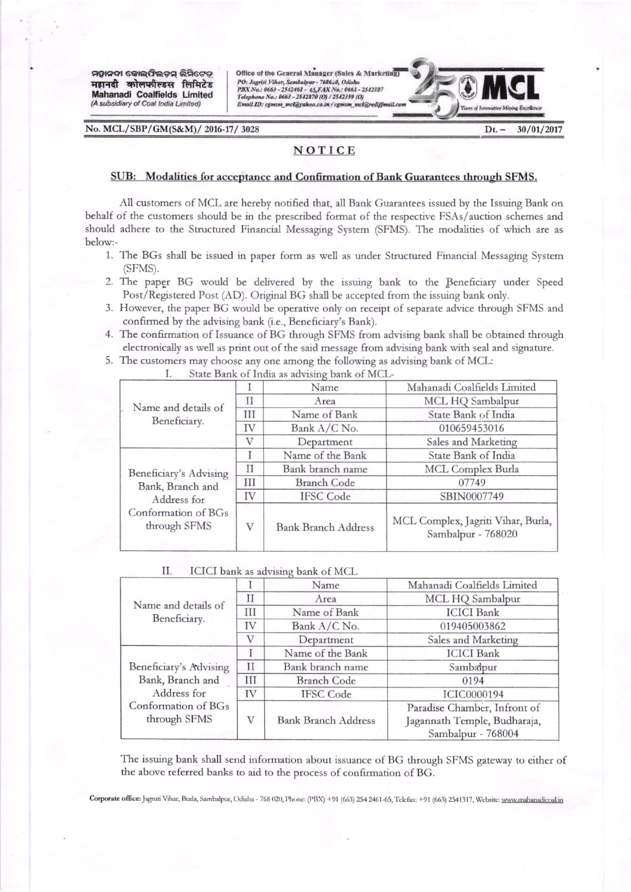ମହାନଦୀ କୋଲଫିଲଡସ ଲିମିଟେଡ
महानदी कोलफील्डस लिमिटेड
**Mahanadi Coalfields Limited**
*(A subsidiary of Coal India Limited)*

Office of the General Manager (Sales & Marketing)
PO: Jagriti Vihar, Sambalpur - 768020, Odisha
PBX No.: 0663 - 2542461 - 65, FAX No.: 0663 - 2542307
Telephone No.: 0663 - 2542870 (O) / 2542359 (O)
Email ID: cgmsm_mcl@yahoo.co.in / cgmsm_mcl@rediffmail.com

No. MCL/SBP/GM(S&M)/ 2016-17/ 3028

Dt. – 30/01/2017

## NOTICE

### SUB: Modalities for acceptance and Confirmation of Bank Guarantees through SFMS.

All customers of MCL are hereby notified that, all Bank Guarantees issued by the Issuing Bank on behalf of the customers should be in the prescribed format of the respective FSAs/auction schemes and should adhere to the Structured Financial Messaging System (SFMS). The modalities of which are as below:-

1. The BGs shall be issued in paper form as well as under Structured Financial Messaging System (SFMS).
2. The paper BG would be delivered by the issuing bank to the Beneficiary under Speed Post/Registered Post (AD). Original BG shall be accepted from the issuing bank only.
3. However, the paper BG would be operative only on receipt of separate advice through SFMS and confirmed by the advising bank (i.e., Beneficiary's Bank).
4. The confirmation of Issuance of BG through SFMS from advising bank shall be obtained through electronically as well as print out of the said message from advising bank with seal and signature.
5. The customers may choose any one among the following as advising bank of MCL:

I. State Bank of India as advising bank of MCL-

| | | | |
|---|---|---|---|
| Name and details of Beneficiary. | I | Name | Mahanadi Coalfields Limited |
| | II | Area | MCL HQ Sambalpur |
| | III | Name of Bank | State Bank of India |
| | IV | Bank A/C No. | 010659453016 |
| | V | Department | Sales and Marketing |
| Beneficiary's Advising Bank, Branch and Address for Conformation of BGs through SFMS | I | Name of the Bank | State Bank of India |
| | II | Bank branch name | MCL Complex Burla |
| | III | Branch Code | 07749 |
| | IV | IFSC Code | SBIN0007749 |
| | V | Bank Branch Address | MCL Complex, Jagriti Vihar, Burla, Sambalpur - 768020 |

II. ICICI bank as advising bank of MCL

| | | | |
|---|---|---|---|
| Name and details of Beneficiary. | I | Name | Mahanadi Coalfields Limited |
| | II | Area | MCL HQ Sambalpur |
| | III | Name of Bank | ICICI Bank |
| | IV | Bank A/C No. | 019405003862 |
| | V | Department | Sales and Marketing |
| Beneficiary's Advising Bank, Branch and Address for Conformation of BGs through SFMS | I | Name of the Bank | ICICI Bank |
| | II | Bank branch name | Sambalpur |
| | III | Branch Code | 0194 |
| | IV | IFSC Code | ICIC0000194 |
| | V | Bank Branch Address | Paradise Chamber, Infront of Jagannath Temple, Budharaja, Sambalpur - 768004 |

The issuing bank shall send information about issuance of BG through SFMS gateway to either of the above referred banks to aid to the process of confirmation of BG.

Corporate office: Jagruti Vihar, Burla, Sambalpur, Odisha - 768 020, Phone: (PBX) +91 (663) 254 2461-65, Telefax: +91 (663) 2541317, Website: www.mahanadicoal.in